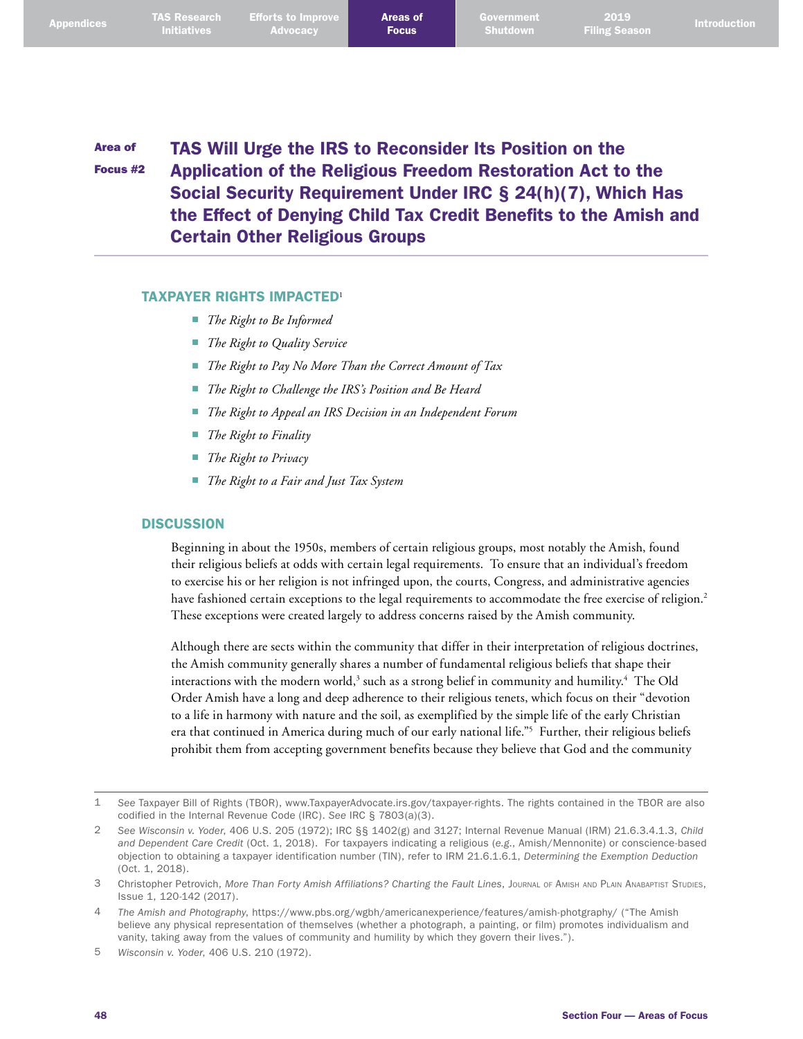# Area of Focus #2 TAS Will Urge the IRS to Reconsider Its Position on the Application of the Religious Freedom Restoration Act to the Social Security Requirement Under IRC § 24(h)(7), Which Has the Effect of Denying Child Tax Credit Benefits to the Amish and Certain Other Religious Groups

## TAXPAYER RIGHTS IMPACTED[1]

- *The Right to Be Informed*
- *The Right to Quality Service*
- *The Right to Pay No More Than the Correct Amount of Tax*
- *The Right to Challenge the IRS's Position and Be Heard*
- *The Right to Appeal an IRS Decision in an Independent Forum*
- *The Right to Finality*
- *The Right to Privacy*
- *The Right to a Fair and Just Tax System*

## DISCUSSION

Beginning in about the 1950s, members of certain religious groups, most notably the Amish, found their religious beliefs at odds with certain legal requirements. To ensure that an individual's freedom to exercise his or her religion is not infringed upon, the courts, Congress, and administrative agencies have fashioned certain exceptions to the legal requirements to accommodate the free exercise of religion.[2] These exceptions were created largely to address concerns raised by the Amish community.

Although there are sects within the community that differ in their interpretation of religious doctrines, the Amish community generally shares a number of fundamental religious beliefs that shape their interactions with the modern world,[3] such as a strong belief in community and humility.[4] The Old Order Amish have a long and deep adherence to their religious tenets, which focus on their "devotion to a life in harmony with nature and the soil, as exemplified by the simple life of the early Christian era that continued in America during much of our early national life."[5] Further, their religious beliefs prohibit them from accepting government benefits because they believe that God and the community

---

1 *See* Taxpayer Bill of Rights (TBOR), www.TaxpayerAdvocate.irs.gov/taxpayer-rights. The rights contained in the TBOR are also codified in the Internal Revenue Code (IRC). *See* IRC § 7803(a)(3).

2 *See Wisconsin v. Yoder*, 406 U.S. 205 (1972); IRC §§ 1402(g) and 3127; Internal Revenue Manual (IRM) 21.6.3.4.1.3, *Child and Dependent Care Credit* (Oct. 1, 2018). For taxpayers indicating a religious (*e.g.*, Amish/Mennonite) or conscience-based objection to obtaining a taxpayer identification number (TIN), refer to IRM 21.6.1.6.1, *Determining the Exemption Deduction* (Oct. 1, 2018).

3 Christopher Petrovich, *More Than Forty Amish Affiliations? Charting the Fault Lines*, Journal of Amish and Plain Anabaptist Studies, Issue 1, 120-142 (2017).

4 *The Amish and Photography*, https://www.pbs.org/wgbh/americanexperience/features/amish-photgraphy/ ("The Amish believe any physical representation of themselves (whether a photograph, a painting, or film) promotes individualism and vanity, taking away from the values of community and humility by which they govern their lives.").

5 *Wisconsin v. Yoder*, 406 U.S. 210 (1972).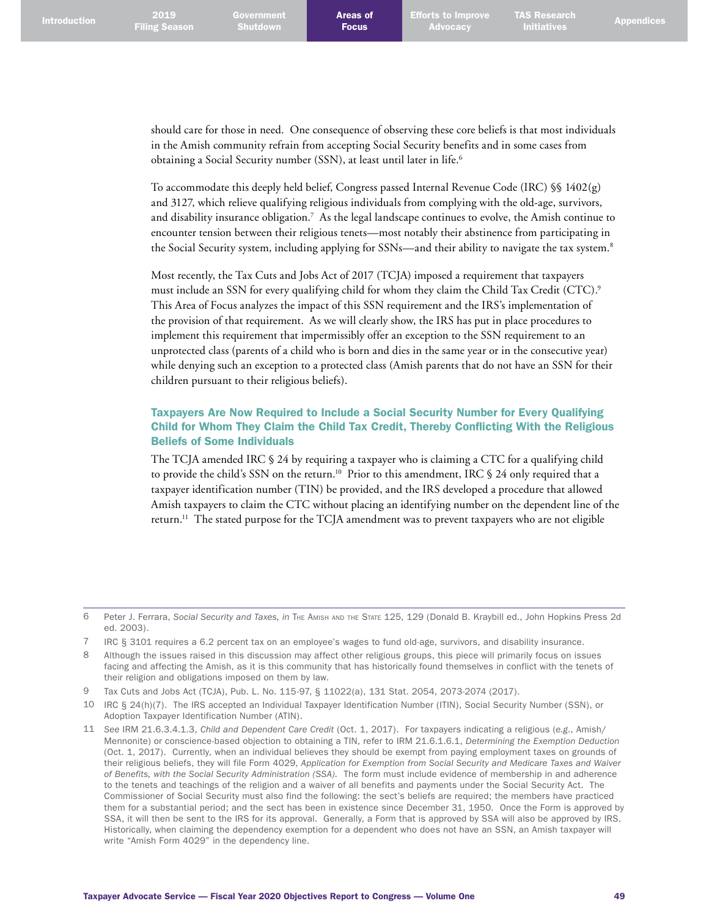should care for those in need. One consequence of observing these core beliefs is that most individuals in the Amish community refrain from accepting Social Security benefits and in some cases from obtaining a Social Security number (SSN), at least until later in life.[6]

To accommodate this deeply held belief, Congress passed Internal Revenue Code (IRC) §§ 1402(g) and 3127, which relieve qualifying religious individuals from complying with the old-age, survivors, and disability insurance obligation.[7] As the legal landscape continues to evolve, the Amish continue to encounter tension between their religious tenets—most notably their abstinence from participating in the Social Security system, including applying for SSNs—and their ability to navigate the tax system.[8]

Most recently, the Tax Cuts and Jobs Act of 2017 (TCJA) imposed a requirement that taxpayers must include an SSN for every qualifying child for whom they claim the Child Tax Credit (CTC).[9] This Area of Focus analyzes the impact of this SSN requirement and the IRS's implementation of the provision of that requirement. As we will clearly show, the IRS has put in place procedures to implement this requirement that impermissibly offer an exception to the SSN requirement to an unprotected class (parents of a child who is born and dies in the same year or in the consecutive year) while denying such an exception to a protected class (Amish parents that do not have an SSN for their children pursuant to their religious beliefs).

### Taxpayers Are Now Required to Include a Social Security Number for Every Qualifying Child for Whom They Claim the Child Tax Credit, Thereby Conflicting With the Religious Beliefs of Some Individuals

The TCJA amended IRC § 24 by requiring a taxpayer who is claiming a CTC for a qualifying child to provide the child's SSN on the return.[10] Prior to this amendment, IRC § 24 only required that a taxpayer identification number (TIN) be provided, and the IRS developed a procedure that allowed Amish taxpayers to claim the CTC without placing an identifying number on the dependent line of the return.[11] The stated purpose for the TCJA amendment was to prevent taxpayers who are not eligible

---

6 Peter J. Ferrara, *Social Security and Taxes, in* The Amish and the State 125, 129 (Donald B. Kraybill ed., John Hopkins Press 2d ed. 2003).

7 IRC § 3101 requires a 6.2 percent tax on an employee's wages to fund old-age, survivors, and disability insurance.

8 Although the issues raised in this discussion may affect other religious groups, this piece will primarily focus on issues facing and affecting the Amish, as it is this community that has historically found themselves in conflict with the tenets of their religion and obligations imposed on them by law.

9 Tax Cuts and Jobs Act (TCJA), Pub. L. No. 115-97, § 11022(a), 131 Stat. 2054, 2073-2074 (2017).

10 IRC § 24(h)(7). The IRS accepted an Individual Taxpayer Identification Number (ITIN), Social Security Number (SSN), or Adoption Taxpayer Identification Number (ATIN).

11 *See* IRM 21.6.3.4.1.3, *Child and Dependent Care Credit* (Oct. 1, 2017). For taxpayers indicating a religious (*e.g.*, Amish/Mennonite) or conscience-based objection to obtaining a TIN, refer to IRM 21.6.1.6.1, *Determining the Exemption Deduction* (Oct. 1, 2017). Currently, when an individual believes they should be exempt from paying employment taxes on grounds of their religious beliefs, they will file Form 4029, *Application for Exemption from Social Security and Medicare Taxes and Waiver of Benefits, with the Social Security Administration (SSA).* The form must include evidence of membership in and adherence to the tenets and teachings of the religion and a waiver of all benefits and payments under the Social Security Act. The Commissioner of Social Security must also find the following: the sect's beliefs are required; the members have practiced them for a substantial period; and the sect has been in existence since December 31, 1950. Once the Form is approved by SSA, it will then be sent to the IRS for its approval. Generally, a Form that is approved by SSA will also be approved by IRS. Historically, when claiming the dependency exemption for a dependent who does not have an SSN, an Amish taxpayer will write "Amish Form 4029" in the dependency line.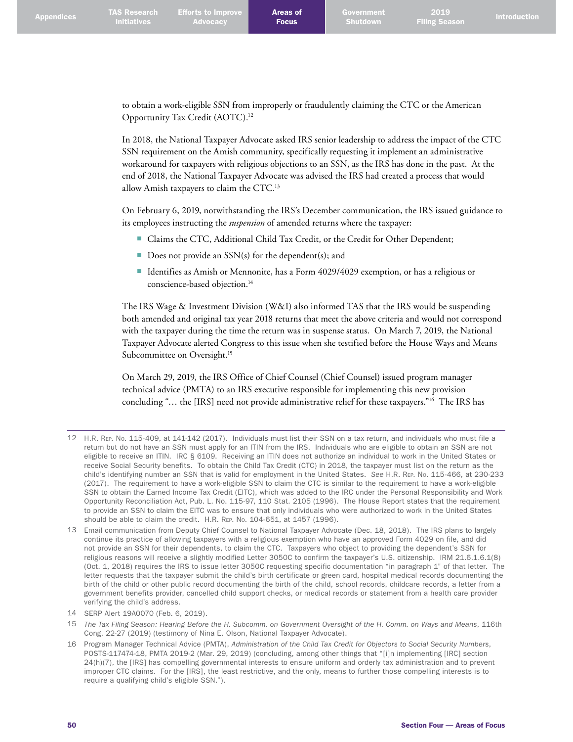to obtain a work-eligible SSN from improperly or fraudulently claiming the CTC or the American Opportunity Tax Credit (AOTC).[12]

In 2018, the National Taxpayer Advocate asked IRS senior leadership to address the impact of the CTC SSN requirement on the Amish community, specifically requesting it implement an administrative workaround for taxpayers with religious objections to an SSN, as the IRS has done in the past. At the end of 2018, the National Taxpayer Advocate was advised the IRS had created a process that would allow Amish taxpayers to claim the CTC.[13]

On February 6, 2019, notwithstanding the IRS's December communication, the IRS issued guidance to its employees instructing the *suspension* of amended returns where the taxpayer:

- Claims the CTC, Additional Child Tax Credit, or the Credit for Other Dependent;
- Does not provide an SSN(s) for the dependent(s); and
- Identifies as Amish or Mennonite, has a Form 4029/4029 exemption, or has a religious or conscience-based objection.[14]

The IRS Wage & Investment Division (W&I) also informed TAS that the IRS would be suspending both amended and original tax year 2018 returns that meet the above criteria and would not correspond with the taxpayer during the time the return was in suspense status. On March 7, 2019, the National Taxpayer Advocate alerted Congress to this issue when she testified before the House Ways and Means Subcommittee on Oversight.[15]

On March 29, 2019, the IRS Office of Chief Counsel (Chief Counsel) issued program manager technical advice (PMTA) to an IRS executive responsible for implementing this new provision concluding "… the [IRS] need not provide administrative relief for these taxpayers."[16] The IRS has

---

12 H.R. Rep. No. 115-409, at 141-142 (2017). Individuals must list their SSN on a tax return, and individuals who must file a return but do not have an SSN must apply for an ITIN from the IRS. Individuals who are eligible to obtain an SSN are not eligible to receive an ITIN. IRC § 6109. Receiving an ITIN does not authorize an individual to work in the United States or receive Social Security benefits. To obtain the Child Tax Credit (CTC) in 2018, the taxpayer must list on the return as the child's identifying number an SSN that is valid for employment in the United States. *See* H.R. Rep. No. 115-466, at 230-233 (2017). The requirement to have a work-eligible SSN to claim the CTC is similar to the requirement to have a work-eligible SSN to obtain the Earned Income Tax Credit (EITC), which was added to the IRC under the Personal Responsibility and Work Opportunity Reconciliation Act, Pub. L. No. 115-97, 110 Stat. 2105 (1996). The House Report states that the requirement to provide an SSN to claim the EITC was to ensure that only individuals who were authorized to work in the United States should be able to claim the credit. H.R. Rep. No. 104-651, at 1457 (1996).

13 Email communication from Deputy Chief Counsel to National Taxpayer Advocate (Dec. 18, 2018). The IRS plans to largely continue its practice of allowing taxpayers with a religious exemption who have an approved Form 4029 on file, and did not provide an SSN for their dependents, to claim the CTC. Taxpayers who object to providing the dependent's SSN for religious reasons will receive a slightly modified Letter 3050C to confirm the taxpayer's U.S. citizenship. IRM 21.6.1.6.1(8) (Oct. 1, 2018) requires the IRS to issue letter 3050C requesting specific documentation "in paragraph 1" of that letter. The letter requests that the taxpayer submit the child's birth certificate or green card, hospital medical records documenting the birth of the child or other public record documenting the birth of the child, school records, childcare records, a letter from a government benefits provider, cancelled child support checks, or medical records or statement from a health care provider verifying the child's address.

14 SERP Alert 19A0070 (Feb. 6, 2019).

15 *The Tax Filing Season: Hearing Before the H. Subcomm. on Government Oversight of the H. Comm. on Ways and Means*, 116th Cong. 22-27 (2019) (testimony of Nina E. Olson, National Taxpayer Advocate).

16 Program Manager Technical Advice (PMTA), *Administration of the Child Tax Credit for Objectors to Social Security Numbers*, POSTS-117474-18, PMTA 2019-2 (Mar. 29, 2019) (concluding, among other things that "[i]n implementing [IRC] section 24(h)(7), the [IRS] has compelling governmental interests to ensure uniform and orderly tax administration and to prevent improper CTC claims. For the [IRS], the least restrictive, and the only, means to further those compelling interests is to require a qualifying child's eligible SSN.").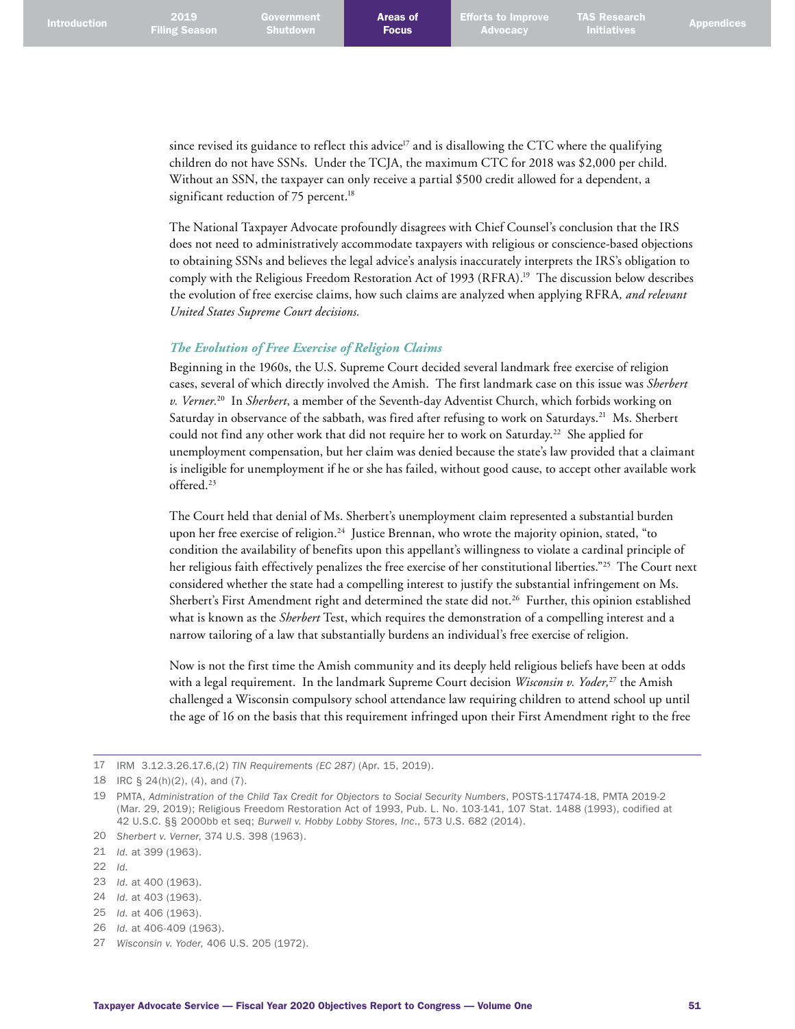since revised its guidance to reflect this advice[17] and is disallowing the CTC where the qualifying children do not have SSNs. Under the TCJA, the maximum CTC for 2018 was $2,000 per child. Without an SSN, the taxpayer can only receive a partial $500 credit allowed for a dependent, a significant reduction of 75 percent.[18]

The National Taxpayer Advocate profoundly disagrees with Chief Counsel's conclusion that the IRS does not need to administratively accommodate taxpayers with religious or conscience-based objections to obtaining SSNs and believes the legal advice's analysis inaccurately interprets the IRS's obligation to comply with the Religious Freedom Restoration Act of 1993 (RFRA).[19] The discussion below describes the evolution of free exercise claims, how such claims are analyzed when applying RFRA*, and relevant United States Supreme Court decisions.*

### *The Evolution of Free Exercise of Religion Claims*

Beginning in the 1960s, the U.S. Supreme Court decided several landmark free exercise of religion cases, several of which directly involved the Amish. The first landmark case on this issue was *Sherbert v. Verner.*[20] In *Sherbert*, a member of the Seventh-day Adventist Church, which forbids working on Saturday in observance of the sabbath, was fired after refusing to work on Saturdays.[21] Ms. Sherbert could not find any other work that did not require her to work on Saturday.[22] She applied for unemployment compensation, but her claim was denied because the state's law provided that a claimant is ineligible for unemployment if he or she has failed, without good cause, to accept other available work offered.[23]

The Court held that denial of Ms. Sherbert's unemployment claim represented a substantial burden upon her free exercise of religion.[24] Justice Brennan, who wrote the majority opinion, stated, "to condition the availability of benefits upon this appellant's willingness to violate a cardinal principle of her religious faith effectively penalizes the free exercise of her constitutional liberties."[25] The Court next considered whether the state had a compelling interest to justify the substantial infringement on Ms. Sherbert's First Amendment right and determined the state did not.[26] Further, this opinion established what is known as the *Sherbert* Test, which requires the demonstration of a compelling interest and a narrow tailoring of a law that substantially burdens an individual's free exercise of religion.

Now is not the first time the Amish community and its deeply held religious beliefs have been at odds with a legal requirement. In the landmark Supreme Court decision *Wisconsin v. Yoder,*[27] the Amish challenged a Wisconsin compulsory school attendance law requiring children to attend school up until the age of 16 on the basis that this requirement infringed upon their First Amendment right to the free

---

17 IRM 3.12.3.26.17.6,(2) *TIN Requirements (EC 287)* (Apr. 15, 2019).

18 IRC § 24(h)(2), (4), and (7).

19 PMTA, *Administration of the Child Tax Credit for Objectors to Social Security Numbers*, POSTS-117474-18, PMTA 2019-2 (Mar. 29, 2019); Religious Freedom Restoration Act of 1993, Pub. L. No. 103-141, 107 Stat. 1488 (1993), codified at 42 U.S.C. §§ 2000bb et seq; *Burwell v. Hobby Lobby Stores, Inc*., 573 U.S. 682 (2014).

20 *Sherbert v. Verner*, 374 U.S. 398 (1963).

21 *Id.* at 399 (1963).

22 *Id.*

23 *Id.* at 400 (1963).

24 *Id.* at 403 (1963).

25 *Id.* at 406 (1963).

26 *Id.* at 406-409 (1963).

27 *Wisconsin v. Yoder*, 406 U.S. 205 (1972).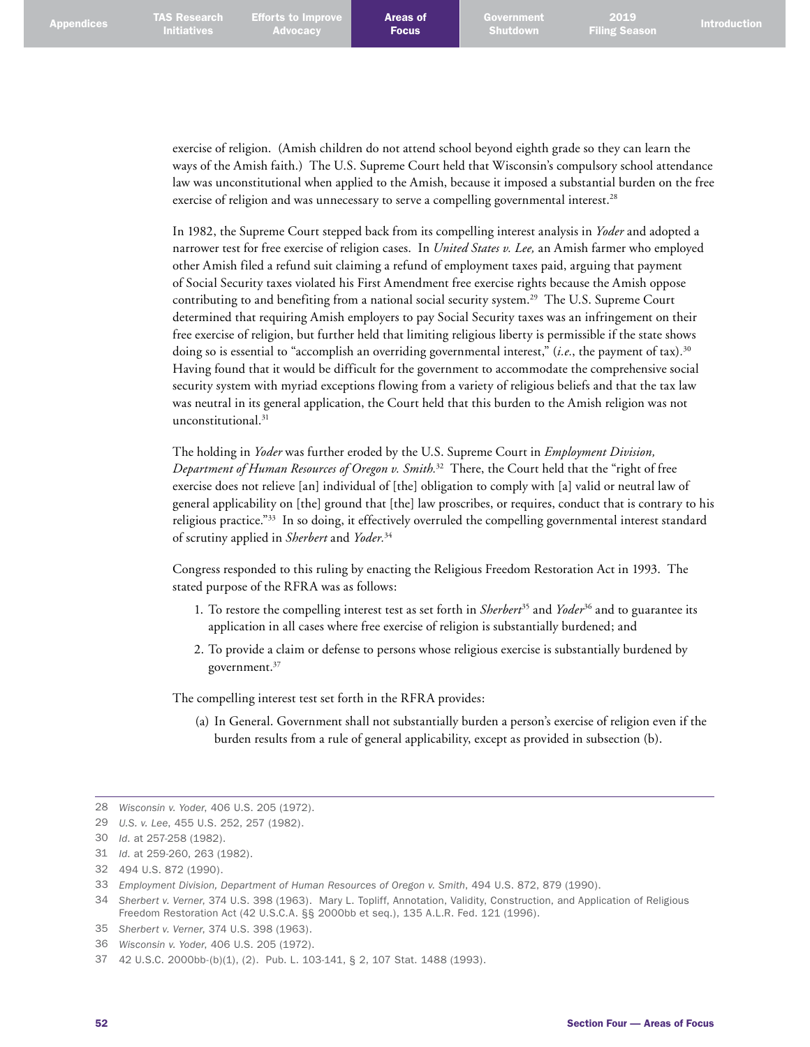exercise of religion. (Amish children do not attend school beyond eighth grade so they can learn the ways of the Amish faith.) The U.S. Supreme Court held that Wisconsin's compulsory school attendance law was unconstitutional when applied to the Amish, because it imposed a substantial burden on the free exercise of religion and was unnecessary to serve a compelling governmental interest.[28]

In 1982, the Supreme Court stepped back from its compelling interest analysis in *Yoder* and adopted a narrower test for free exercise of religion cases. In *United States v. Lee,* an Amish farmer who employed other Amish filed a refund suit claiming a refund of employment taxes paid, arguing that payment of Social Security taxes violated his First Amendment free exercise rights because the Amish oppose contributing to and benefiting from a national social security system.[29] The U.S. Supreme Court determined that requiring Amish employers to pay Social Security taxes was an infringement on their free exercise of religion, but further held that limiting religious liberty is permissible if the state shows doing so is essential to "accomplish an overriding governmental interest," (*i.e.*, the payment of tax).[30] Having found that it would be difficult for the government to accommodate the comprehensive social security system with myriad exceptions flowing from a variety of religious beliefs and that the tax law was neutral in its general application, the Court held that this burden to the Amish religion was not unconstitutional.[31]

The holding in *Yoder* was further eroded by the U.S. Supreme Court in *Employment Division, Department of Human Resources of Oregon v. Smith.*[32] There, the Court held that the "right of free exercise does not relieve [an] individual of [the] obligation to comply with [a] valid or neutral law of general applicability on [the] ground that [the] law proscribes, or requires, conduct that is contrary to his religious practice."[33] In so doing, it effectively overruled the compelling governmental interest standard of scrutiny applied in *Sherbert* and *Yoder.*[34]

Congress responded to this ruling by enacting the Religious Freedom Restoration Act in 1993. The stated purpose of the RFRA was as follows:

1. To restore the compelling interest test as set forth in *Sherbert*[35] and *Yoder*[36] and to guarantee its application in all cases where free exercise of religion is substantially burdened; and
2. To provide a claim or defense to persons whose religious exercise is substantially burdened by government.[37]

The compelling interest test set forth in the RFRA provides:

(a) In General. Government shall not substantially burden a person's exercise of religion even if the burden results from a rule of general applicability, except as provided in subsection (b).

---

28 *Wisconsin v. Yoder*, 406 U.S. 205 (1972).

29 *U.S. v. Lee*, 455 U.S. 252, 257 (1982).

30 *Id.* at 257-258 (1982).

31 *Id.* at 259-260, 263 (1982).

32 494 U.S. 872 (1990).

33 *Employment Division, Department of Human Resources of Oregon v. Smith*, 494 U.S. 872, 879 (1990).

34 *Sherbert v. Verner*, 374 U.S. 398 (1963). Mary L. Topliff, Annotation, Validity, Construction, and Application of Religious Freedom Restoration Act (42 U.S.C.A. §§ 2000bb et seq.), 135 A.L.R. Fed. 121 (1996).

35 *Sherbert v. Verner*, 374 U.S. 398 (1963).

36 *Wisconsin v. Yoder*, 406 U.S. 205 (1972).

37 42 U.S.C. 2000bb-(b)(1), (2). Pub. L. 103-141, § 2, 107 Stat. 1488 (1993).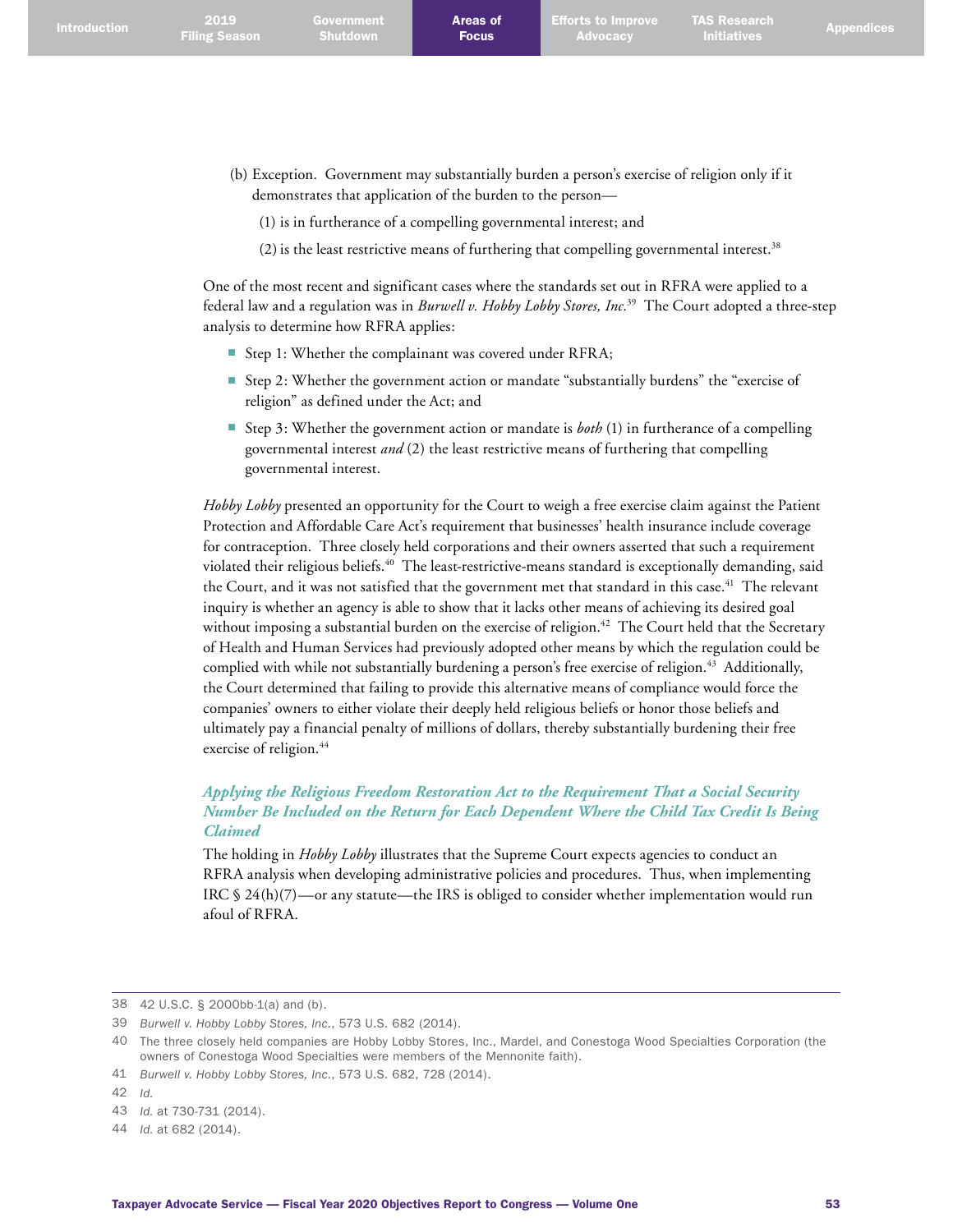(b) Exception. Government may substantially burden a person's exercise of religion only if it demonstrates that application of the burden to the person—

(1) is in furtherance of a compelling governmental interest; and

(2) is the least restrictive means of furthering that compelling governmental interest.[38]

One of the most recent and significant cases where the standards set out in RFRA were applied to a federal law and a regulation was in *Burwell v. Hobby Lobby Stores, Inc.*[39] The Court adopted a three-step analysis to determine how RFRA applies:

- Step 1: Whether the complainant was covered under RFRA;
- Step 2: Whether the government action or mandate "substantially burdens" the "exercise of religion" as defined under the Act; and
- Step 3: Whether the government action or mandate is *both* (1) in furtherance of a compelling governmental interest *and* (2) the least restrictive means of furthering that compelling governmental interest.

*Hobby Lobby* presented an opportunity for the Court to weigh a free exercise claim against the Patient Protection and Affordable Care Act's requirement that businesses' health insurance include coverage for contraception. Three closely held corporations and their owners asserted that such a requirement violated their religious beliefs.[40] The least-restrictive-means standard is exceptionally demanding, said the Court, and it was not satisfied that the government met that standard in this case.[41] The relevant inquiry is whether an agency is able to show that it lacks other means of achieving its desired goal without imposing a substantial burden on the exercise of religion.[42] The Court held that the Secretary of Health and Human Services had previously adopted other means by which the regulation could be complied with while not substantially burdening a person's free exercise of religion.[43] Additionally, the Court determined that failing to provide this alternative means of compliance would force the companies' owners to either violate their deeply held religious beliefs or honor those beliefs and ultimately pay a financial penalty of millions of dollars, thereby substantially burdening their free exercise of religion.[44]

### *Applying the Religious Freedom Restoration Act to the Requirement That a Social Security Number Be Included on the Return for Each Dependent Where the Child Tax Credit Is Being Claimed*

The holding in *Hobby Lobby* illustrates that the Supreme Court expects agencies to conduct an RFRA analysis when developing administrative policies and procedures. Thus, when implementing IRC § 24(h)(7)—or any statute—the IRS is obliged to consider whether implementation would run afoul of RFRA.

---

38 42 U.S.C. § 2000bb-1(a) and (b).

39 *Burwell v. Hobby Lobby Stores, Inc.*, 573 U.S. 682 (2014).

40 The three closely held companies are Hobby Lobby Stores, Inc., Mardel, and Conestoga Wood Specialties Corporation (the owners of Conestoga Wood Specialties were members of the Mennonite faith).

41 *Burwell v. Hobby Lobby Stores, Inc.*, 573 U.S. 682, 728 (2014).

42 *Id.*

43 *Id.* at 730-731 (2014).

44 *Id.* at 682 (2014).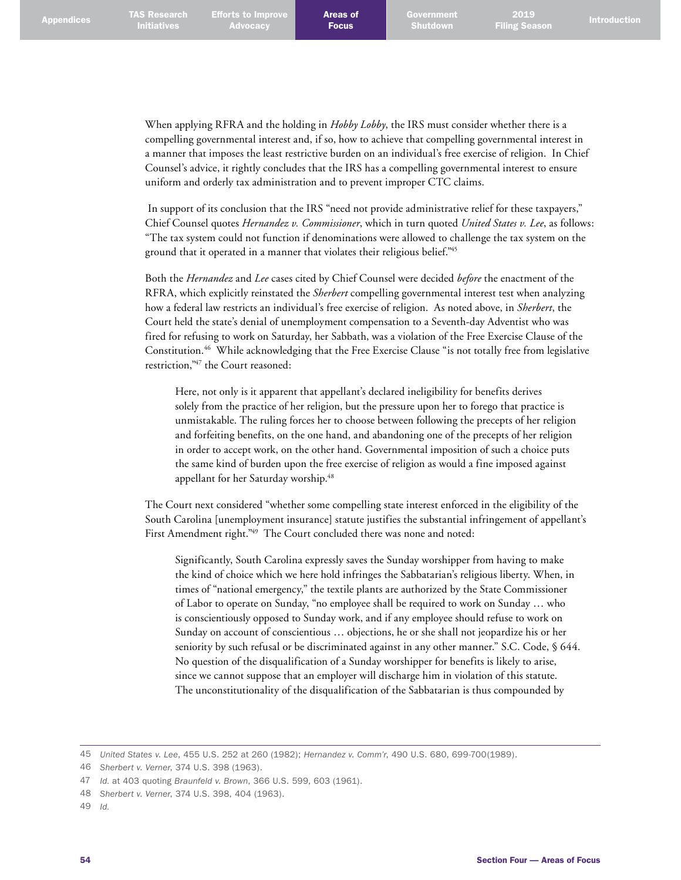When applying RFRA and the holding in *Hobby Lobby*, the IRS must consider whether there is a compelling governmental interest and, if so, how to achieve that compelling governmental interest in a manner that imposes the least restrictive burden on an individual's free exercise of religion. In Chief Counsel's advice, it rightly concludes that the IRS has a compelling governmental interest to ensure uniform and orderly tax administration and to prevent improper CTC claims.

In support of its conclusion that the IRS "need not provide administrative relief for these taxpayers," Chief Counsel quotes *Hernandez v. Commissioner*, which in turn quoted *United States v. Lee*, as follows: "The tax system could not function if denominations were allowed to challenge the tax system on the ground that it operated in a manner that violates their religious belief."[45]

Both the *Hernandez* and *Lee* cases cited by Chief Counsel were decided *before* the enactment of the RFRA, which explicitly reinstated the *Sherbert* compelling governmental interest test when analyzing how a federal law restricts an individual's free exercise of religion. As noted above, in *Sherbert*, the Court held the state's denial of unemployment compensation to a Seventh-day Adventist who was fired for refusing to work on Saturday, her Sabbath, was a violation of the Free Exercise Clause of the Constitution.[46] While acknowledging that the Free Exercise Clause "is not totally free from legislative restriction,"[47] the Court reasoned:

> Here, not only is it apparent that appellant's declared ineligibility for benefits derives solely from the practice of her religion, but the pressure upon her to forego that practice is unmistakable. The ruling forces her to choose between following the precepts of her religion and forfeiting benefits, on the one hand, and abandoning one of the precepts of her religion in order to accept work, on the other hand. Governmental imposition of such a choice puts the same kind of burden upon the free exercise of religion as would a fine imposed against appellant for her Saturday worship.[48]

The Court next considered "whether some compelling state interest enforced in the eligibility of the South Carolina [unemployment insurance] statute justifies the substantial infringement of appellant's First Amendment right."[49] The Court concluded there was none and noted:

> Significantly, South Carolina expressly saves the Sunday worshipper from having to make the kind of choice which we here hold infringes the Sabbatarian's religious liberty. When, in times of "national emergency," the textile plants are authorized by the State Commissioner of Labor to operate on Sunday, "no employee shall be required to work on Sunday … who is conscientiously opposed to Sunday work, and if any employee should refuse to work on Sunday on account of conscientious … objections, he or she shall not jeopardize his or her seniority by such refusal or be discriminated against in any other manner." S.C. Code, § 644. No question of the disqualification of a Sunday worshipper for benefits is likely to arise, since we cannot suppose that an employer will discharge him in violation of this statute. The unconstitutionality of the disqualification of the Sabbatarian is thus compounded by

---

45 *United States v. Lee*, 455 U.S. 252 at 260 (1982); *Hernandez v. Comm'r*, 490 U.S. 680, 699-700(1989).

46 *Sherbert v. Verner*, 374 U.S. 398 (1963).

47 *Id.* at 403 quoting *Braunfeld v. Brown*, 366 U.S. 599, 603 (1961).

48 *Sherbert v. Verner*, 374 U.S. 398, 404 (1963).

49 *Id.*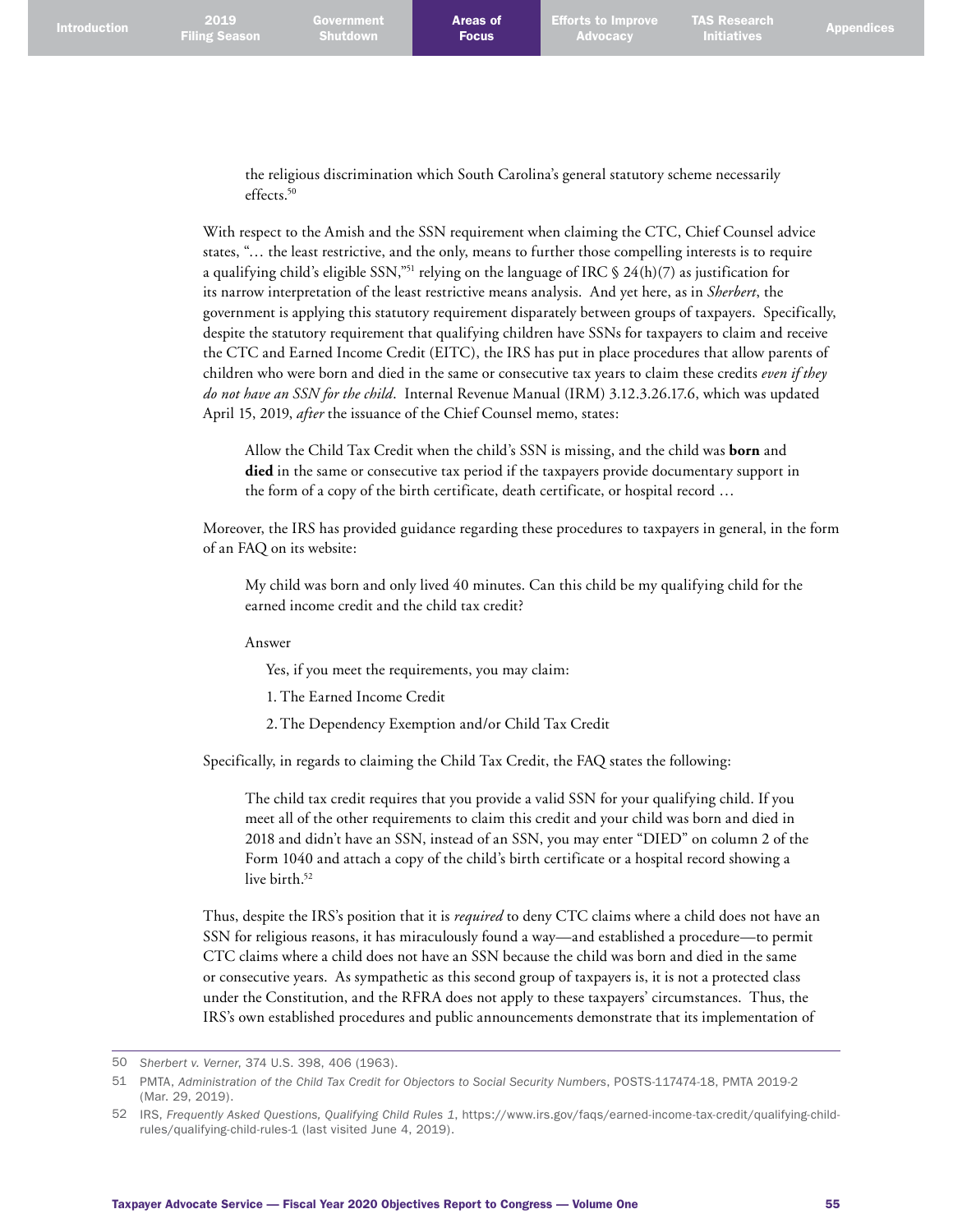> the religious discrimination which South Carolina's general statutory scheme necessarily effects.[50]

With respect to the Amish and the SSN requirement when claiming the CTC, Chief Counsel advice states, "… the least restrictive, and the only, means to further those compelling interests is to require a qualifying child's eligible SSN,"[51] relying on the language of IRC § 24(h)(7) as justification for its narrow interpretation of the least restrictive means analysis. And yet here, as in *Sherbert*, the government is applying this statutory requirement disparately between groups of taxpayers. Specifically, despite the statutory requirement that qualifying children have SSNs for taxpayers to claim and receive the CTC and Earned Income Credit (EITC), the IRS has put in place procedures that allow parents of children who were born and died in the same or consecutive tax years to claim these credits *even if they do not have an SSN for the child*. Internal Revenue Manual (IRM) 3.12.3.26.17.6, which was updated April 15, 2019, *after* the issuance of the Chief Counsel memo, states:

> Allow the Child Tax Credit when the child's SSN is missing, and the child was **born** and **died** in the same or consecutive tax period if the taxpayers provide documentary support in the form of a copy of the birth certificate, death certificate, or hospital record …

Moreover, the IRS has provided guidance regarding these procedures to taxpayers in general, in the form of an FAQ on its website:

> My child was born and only lived 40 minutes. Can this child be my qualifying child for the earned income credit and the child tax credit?
>
> Answer
>
> Yes, if you meet the requirements, you may claim:
>
> 1. The Earned Income Credit
> 2. The Dependency Exemption and/or Child Tax Credit

Specifically, in regards to claiming the Child Tax Credit, the FAQ states the following:

> The child tax credit requires that you provide a valid SSN for your qualifying child. If you meet all of the other requirements to claim this credit and your child was born and died in 2018 and didn't have an SSN, instead of an SSN, you may enter "DIED" on column 2 of the Form 1040 and attach a copy of the child's birth certificate or a hospital record showing a live birth.[52]

Thus, despite the IRS's position that it is *required* to deny CTC claims where a child does not have an SSN for religious reasons, it has miraculously found a way—and established a procedure—to permit CTC claims where a child does not have an SSN because the child was born and died in the same or consecutive years. As sympathetic as this second group of taxpayers is, it is not a protected class under the Constitution, and the RFRA does not apply to these taxpayers' circumstances. Thus, the IRS's own established procedures and public announcements demonstrate that its implementation of

---

50 *Sherbert v. Verner*, 374 U.S. 398, 406 (1963).

51 PMTA, *Administration of the Child Tax Credit for Objectors to Social Security Numbers*, POSTS-117474-18, PMTA 2019-2 (Mar. 29, 2019).

52 IRS, *Frequently Asked Questions, Qualifying Child Rules 1*, https://www.irs.gov/faqs/earned-income-tax-credit/qualifying-child-rules/qualifying-child-rules-1 (last visited June 4, 2019).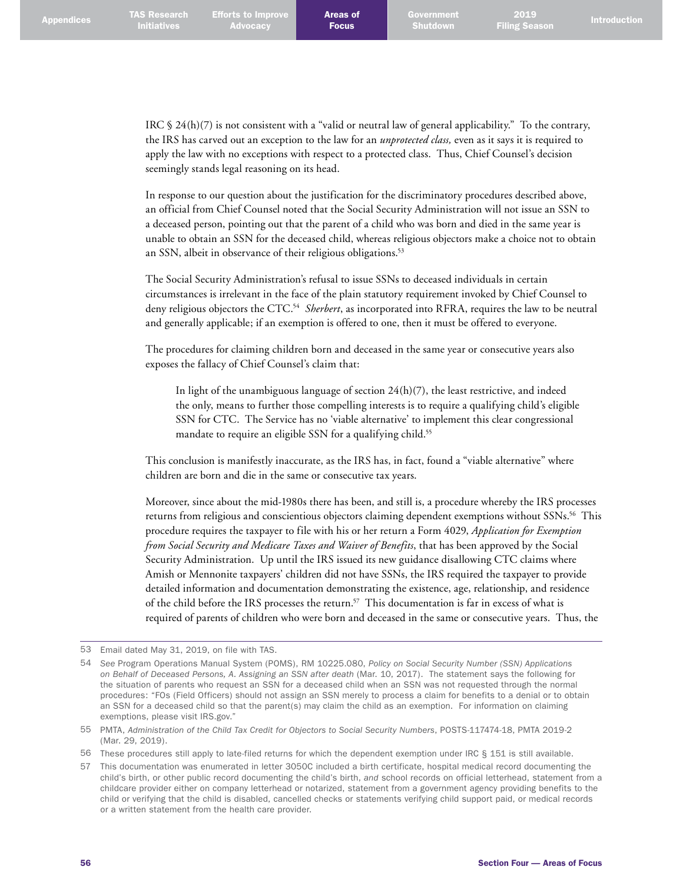IRC § 24(h)(7) is not consistent with a "valid or neutral law of general applicability." To the contrary, the IRS has carved out an exception to the law for an *unprotected class,* even as it says it is required to apply the law with no exceptions with respect to a protected class. Thus, Chief Counsel's decision seemingly stands legal reasoning on its head.

In response to our question about the justification for the discriminatory procedures described above, an official from Chief Counsel noted that the Social Security Administration will not issue an SSN to a deceased person, pointing out that the parent of a child who was born and died in the same year is unable to obtain an SSN for the deceased child, whereas religious objectors make a choice not to obtain an SSN, albeit in observance of their religious obligations.[53]

The Social Security Administration's refusal to issue SSNs to deceased individuals in certain circumstances is irrelevant in the face of the plain statutory requirement invoked by Chief Counsel to deny religious objectors the CTC.[54] *Sherbert*, as incorporated into RFRA, requires the law to be neutral and generally applicable; if an exemption is offered to one, then it must be offered to everyone.

The procedures for claiming children born and deceased in the same year or consecutive years also exposes the fallacy of Chief Counsel's claim that:

> In light of the unambiguous language of section 24(h)(7), the least restrictive, and indeed the only, means to further those compelling interests is to require a qualifying child's eligible SSN for CTC. The Service has no 'viable alternative' to implement this clear congressional mandate to require an eligible SSN for a qualifying child.[55]

This conclusion is manifestly inaccurate, as the IRS has, in fact, found a "viable alternative" where children are born and die in the same or consecutive tax years.

Moreover, since about the mid-1980s there has been, and still is, a procedure whereby the IRS processes returns from religious and conscientious objectors claiming dependent exemptions without SSNs.[56] This procedure requires the taxpayer to file with his or her return a Form 4029, *Application for Exemption from Social Security and Medicare Taxes and Waiver of Benefits*, that has been approved by the Social Security Administration. Up until the IRS issued its new guidance disallowing CTC claims where Amish or Mennonite taxpayers' children did not have SSNs, the IRS required the taxpayer to provide detailed information and documentation demonstrating the existence, age, relationship, and residence of the child before the IRS processes the return.[57] This documentation is far in excess of what is required of parents of children who were born and deceased in the same or consecutive years. Thus, the

---

53 Email dated May 31, 2019, on file with TAS.

54 *See* Program Operations Manual System (POMS), RM 10225.080, *Policy on Social Security Number (SSN) Applications on Behalf of Deceased Persons, A. Assigning an SSN after death* (Mar. 10, 2017). The statement says the following for the situation of parents who request an SSN for a deceased child when an SSN was not requested through the normal procedures: "FOs (Field Officers) should not assign an SSN merely to process a claim for benefits to a denial or to obtain an SSN for a deceased child so that the parent(s) may claim the child as an exemption. For information on claiming exemptions, please visit IRS.gov."

55 PMTA, *Administration of the Child Tax Credit for Objectors to Social Security Numbers*, POSTS-117474-18, PMTA 2019-2 (Mar. 29, 2019).

56 These procedures still apply to late-filed returns for which the dependent exemption under IRC § 151 is still available.

57 This documentation was enumerated in letter 3050C included a birth certificate, hospital medical record documenting the child's birth, or other public record documenting the child's birth, *and* school records on official letterhead, statement from a childcare provider either on company letterhead or notarized, statement from a government agency providing benefits to the child or verifying that the child is disabled, cancelled checks or statements verifying child support paid, or medical records or a written statement from the health care provider.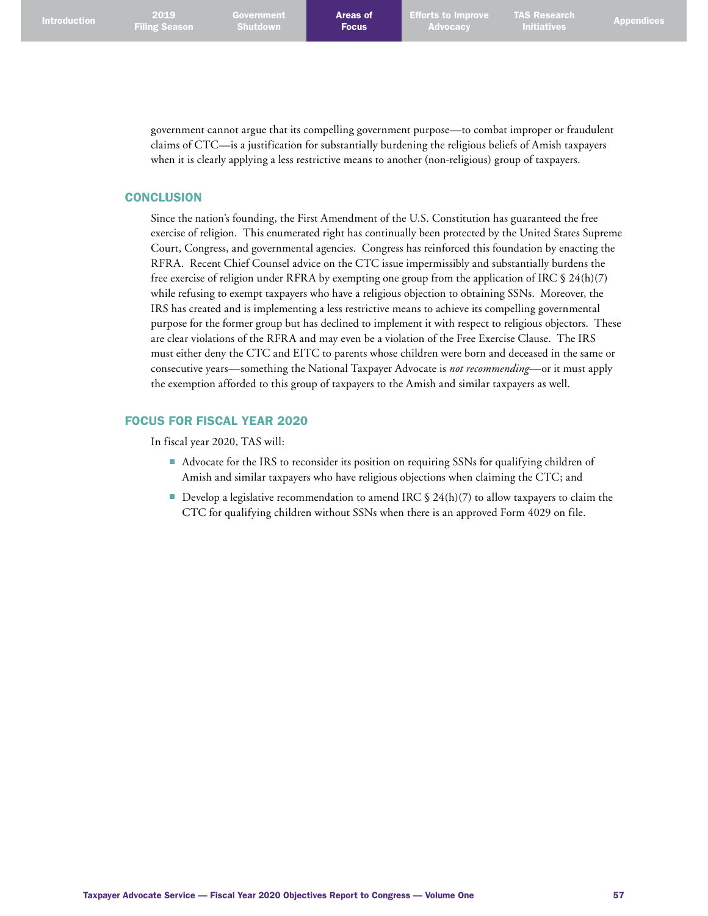government cannot argue that its compelling government purpose—to combat improper or fraudulent claims of CTC—is a justification for substantially burdening the religious beliefs of Amish taxpayers when it is clearly applying a less restrictive means to another (non-religious) group of taxpayers.

## CONCLUSION

Since the nation's founding, the First Amendment of the U.S. Constitution has guaranteed the free exercise of religion. This enumerated right has continually been protected by the United States Supreme Court, Congress, and governmental agencies. Congress has reinforced this foundation by enacting the RFRA. Recent Chief Counsel advice on the CTC issue impermissibly and substantially burdens the free exercise of religion under RFRA by exempting one group from the application of IRC § 24(h)(7) while refusing to exempt taxpayers who have a religious objection to obtaining SSNs. Moreover, the IRS has created and is implementing a less restrictive means to achieve its compelling governmental purpose for the former group but has declined to implement it with respect to religious objectors. These are clear violations of the RFRA and may even be a violation of the Free Exercise Clause. The IRS must either deny the CTC and EITC to parents whose children were born and deceased in the same or consecutive years—something the National Taxpayer Advocate is *not recommending*—or it must apply the exemption afforded to this group of taxpayers to the Amish and similar taxpayers as well.

## FOCUS FOR FISCAL YEAR 2020

In fiscal year 2020, TAS will:

- Advocate for the IRS to reconsider its position on requiring SSNs for qualifying children of Amish and similar taxpayers who have religious objections when claiming the CTC; and
- Develop a legislative recommendation to amend IRC § 24(h)(7) to allow taxpayers to claim the CTC for qualifying children without SSNs when there is an approved Form 4029 on file.